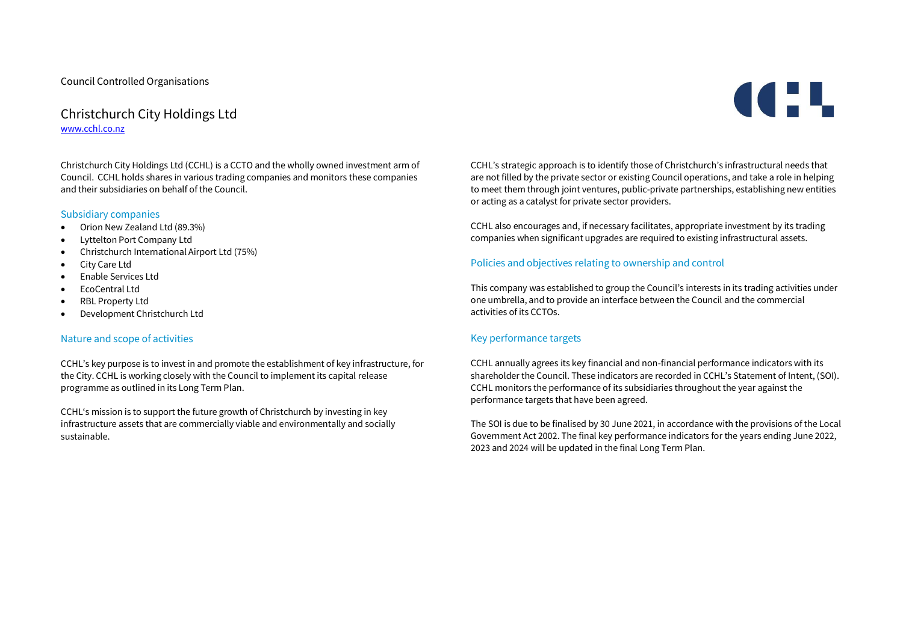Council Controlled Organisations

# Christchurch City Holdings Ltd

www.cchl.co.nz

Christchurch City Holdings Ltd (CCHL) is a CCTO and the wholly owned investment arm of Council. CCHL holds shares in various trading companies and monitors these companies and their subsidiaries on behalf of the Council.

## Subsidiary companies

- Orion New Zealand Ltd (89.3%)
- Lyttelton Port Company Ltd
- Christchurch International Airport Ltd (75%)
- City Care Ltd
- Enable Services Ltd
- EcoCentral Ltd
- RBL Property Ltd
- Development Christchurch Ltd

## Nature and scope of activities

CCHL's key purpose is to invest in and promote the establishment of key infrastructure, for the City. CCHL is working closely with the Council to implement its capital release programme as outlined in its Long Term Plan.

CCHL's mission is to support the future growth of Christchurch by investing in key infrastructure assets that are commercially viable and environmentally and socially sustainable.

CCHL's strategic approach is to identify those of Christchurch's infrastructural needs that are not filled by the private sector or existing Council operations, and take a role in helping to meet them through joint ventures, public-private partnerships, establishing new entities or acting as a catalyst for private sector providers.

CCHL also encourages and, if necessary facilitates, appropriate investment by its trading companies when significant upgrades are required to existing infrastructural assets.

## Policies and objectives relating to ownership and control

This company was established to group the Council's interests in its trading activities under one umbrella, and to provide an interface between the Council and the commercial activities of its CCTOs.

## Key performance targets

CCHL annually agrees its key financial and non-financial performance indicators with its shareholder the Council. These indicators are recorded in CCHL's Statement of Intent, (SOI). CCHL monitors the performance of its subsidiaries throughout the year against the performance targets that have been agreed.

The SOI is due to be finalised by 30 June 2021, in accordance with the provisions of the Local Government Act 2002. The final key performance indicators for the years ending June 2022, 2023 and 2024 will be updated in the final Long Term Plan.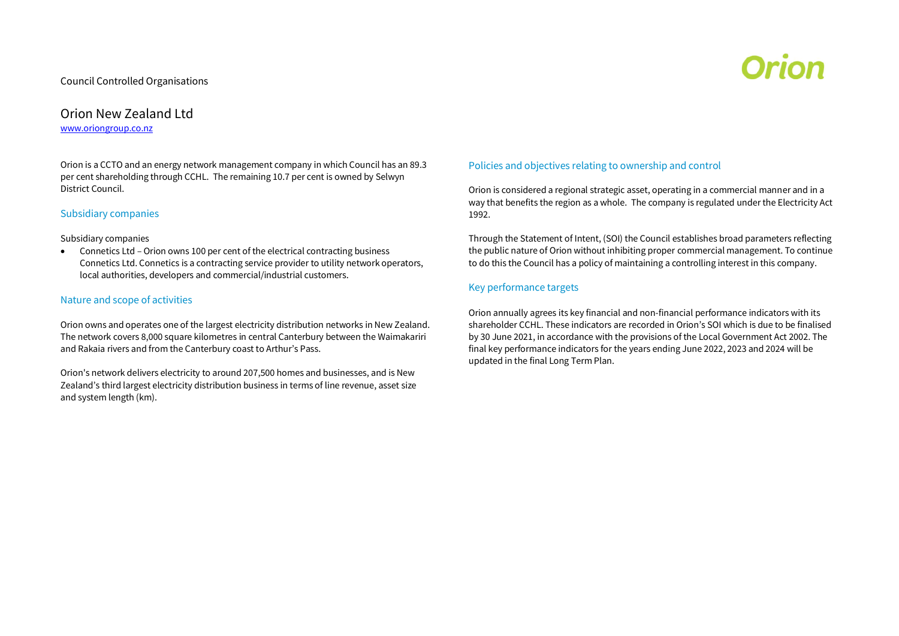Council Controlled Organisations

# Orion New Zealand Ltd

www.oriongroup.co.nz

Orion is a CCTO and an energy network management company in which Council has an 89.3 per cent shareholding through CCHL. The remaining 10.7 per cent is owned by Selwyn District Council.

## Subsidiary companies

Subsidiary companies

- Connetics Ltd – Orion owns 100 per cent of the electrical contracting business Connetics Ltd. Connetics is a contracting service provider to utility network operators, local authorities, developers and commercial/industrial customers.

## Nature and scope of activities

Orion owns and operates one of the largest electricity distribution networks in New Zealand. The network covers 8,000 square kilometres in central Canterbury between the Waimakariri and Rakaia rivers and from the Canterbury coast to Arthur's Pass.

Orion's network delivers electricity to around 207,500 homes and businesses, and is New Zealand's third largest electricity distribution business in terms of line revenue, asset size and system length (km).

## Policies and objectives relating to ownership and control

Orion is considered a regional strategic asset, operating in a commercial manner and in a way that benefits the region as a whole. The company is regulated under the Electricity Act 1992.

Through the Statement of Intent, (SOI) the Council establishes broad parameters reflecting the public nature of Orion without inhibiting proper commercial management. To continue to do this the Council has a policy of maintaining a controlling interest in this company.

## Key performance targets

Orion annually agrees its key financial and non-financial performance indicators with its shareholder CCHL. These indicators are recorded in Orion's SOI which is due to be finalised by 30 June 2021, in accordance with the provisions of the Local Government Act 2002. The final key performance indicators for the years ending June 2022, 2023 and 2024 will be updated in the final Long Term Plan.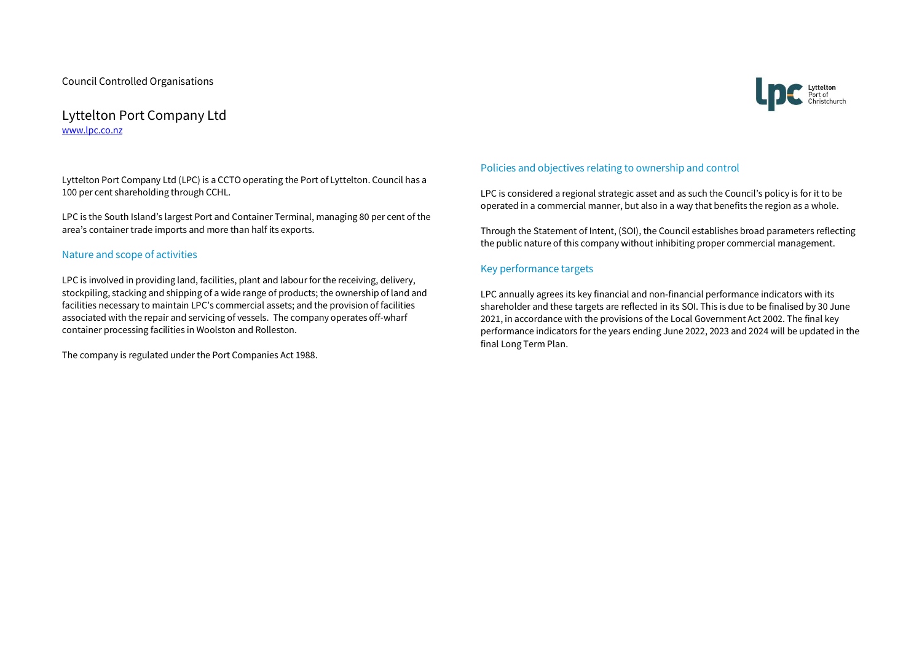Council Controlled Organisations

# Lyttelton Port Company Ltd

www.lpc.co.nz

Lyttelton Port Company Ltd (LPC) is a CCTO operating the Port of Lyttelton. Council has a 100 per cent shareholding through CCHL.

LPC is the South Island's largest Port and Container Terminal, managing 80 per cent of the area's container trade imports and more than half its exports.

## Nature and scope of activities

LPC is involved in providing land, facilities, plant and labour for the receiving, delivery, stockpiling, stacking and shipping of a wide range of products; the ownership of land and facilities necessary to maintain LPC's commercial assets; and the provision of facilities associated with the repair and servicing of vessels. The company operates off-wharf container processing facilities in Woolston and Rolleston.

The company is regulated under the Port Companies Act 1988.

## Policies and objectives relating to ownership and control

LPC is considered a regional strategic asset and as such the Council's policy is for it to be operated in a commercial manner, but also in a way that benefits the region as a whole.

Through the Statement of Intent, (SOI), the Council establishes broad parameters reflecting the public nature of this company without inhibiting proper commercial management.

## Key performance targets

LPC annually agrees its key financial and non-financial performance indicators with its shareholder and these targets are reflected in its SOI. This is due to be finalised by 30 June 2021, in accordance with the provisions of the Local Government Act 2002. The final key performance indicators for the years ending June 2022, 2023 and 2024 will be updated in the final Long Term Plan.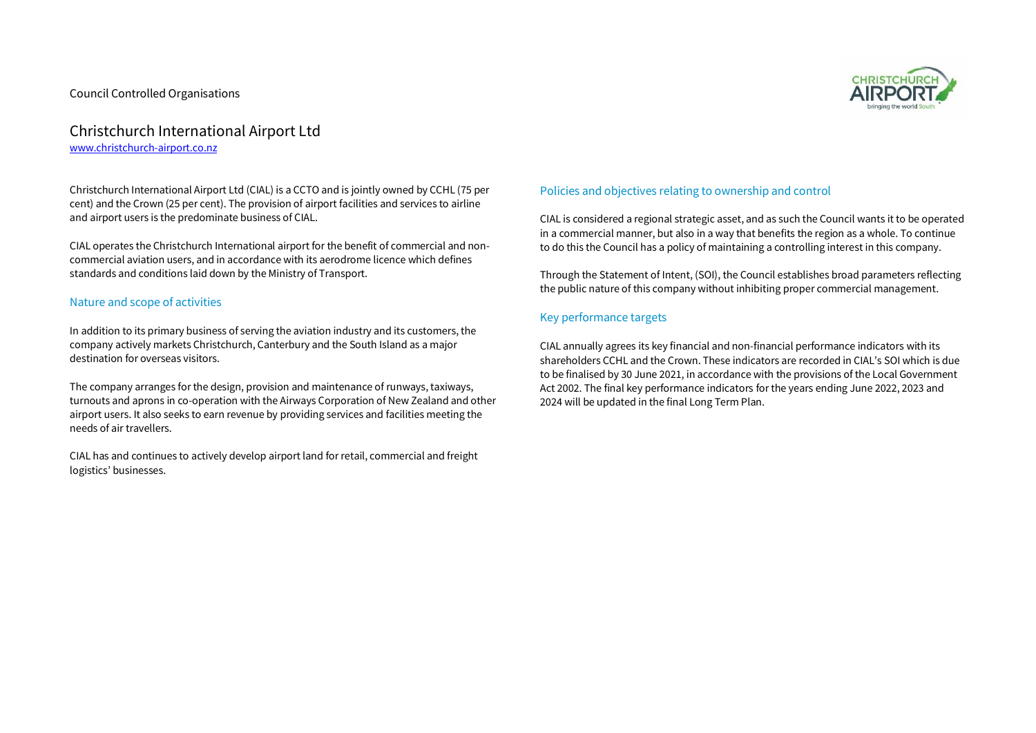Council Controlled Organisations

# Christchurch International Airport Ltd

www.christchurch-airport.co.nz

Christchurch International Airport Ltd (CIAL) is a CCTO and is jointly owned by CCHL (75 per cent) and the Crown (25 per cent). The provision of airport facilities and services to airline and airport users is the predominate business of CIAL.

CIAL operates the Christchurch International airport for the benefit of commercial and non-commercial aviation users, and in accordance with its aerodrome licence which defines standards and conditions laid down by the Ministry of Transport.

## Nature and scope of activities

In addition to its primary business of serving the aviation industry and its customers, the company actively markets Christchurch, Canterbury and the South Island as a major destination for overseas visitors.

The company arranges for the design, provision and maintenance of runways, taxiways, turnouts and aprons in co-operation with the Airways Corporation of New Zealand and other airport users. It also seeks to earn revenue by providing services and facilities meeting the needs of air travellers.

CIAL has and continues to actively develop airport land for retail, commercial and freight logistics' businesses.

## Policies and objectives relating to ownership and control

CIAL is considered a regional strategic asset, and as such the Council wants it to be operated in a commercial manner, but also in a way that benefits the region as a whole. To continue to do this the Council has a policy of maintaining a controlling interest in this company.

Through the Statement of Intent, (SOI), the Council establishes broad parameters reflecting the public nature of this company without inhibiting proper commercial management.

## Key performance targets

CIAL annually agrees its key financial and non-financial performance indicators with its shareholders CCHL and the Crown. These indicators are recorded in CIAL's SOI which is due to be finalised by 30 June 2021, in accordance with the provisions of the Local Government Act 2002. The final key performance indicators for the years ending June 2022, 2023 and 2024 will be updated in the final Long Term Plan.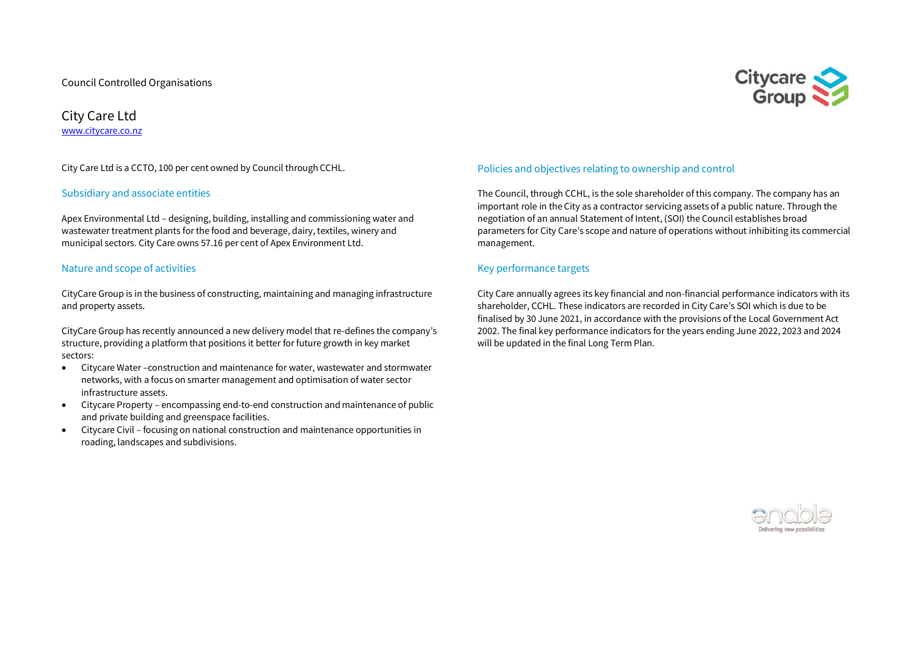Council Controlled Organisations

# City Care Ltd

[www.citycare.co.nz](www.citycare.co.nz)

City Care Ltd is a CCTO, 100 per cent owned by Council through CCHL.

## Subsidiary and associate entities

Apex Environmental Ltd – designing, building, installing and commissioning water and wastewater treatment plants for the food and beverage, dairy, textiles, winery and municipal sectors. City Care owns 57.16 per cent of Apex Environment Ltd.

## Nature and scope of activities

CityCare Group is in the business of constructing, maintaining and managing infrastructure and property assets.

CityCare Group has recently announced a new delivery model that re-defines the company's structure, providing a platform that positions it better for future growth in key market sectors:

- Citycare Water –construction and maintenance for water, wastewater and stormwater networks, with a focus on smarter management and optimisation of water sector infrastructure assets.
- Citycare Property – encompassing end-to-end construction and maintenance of public and private building and greenspace facilities.
- Citycare Civil – focusing on national construction and maintenance opportunities in roading, landscapes and subdivisions.

## Policies and objectives relating to ownership and control

The Council, through CCHL, is the sole shareholder of this company. The company has an important role in the City as a contractor servicing assets of a public nature. Through the negotiation of an annual Statement of Intent, (SOI) the Council establishes broad parameters for City Care's scope and nature of operations without inhibiting its commercial management.

## Key performance targets

City Care annually agrees its key financial and non-financial performance indicators with its shareholder, CCHL. These indicators are recorded in City Care's SOI which is due to be finalised by 30 June 2021, in accordance with the provisions of the Local Government Act 2002. The final key performance indicators for the years ending June 2022, 2023 and 2024 will be updated in the final Long Term Plan.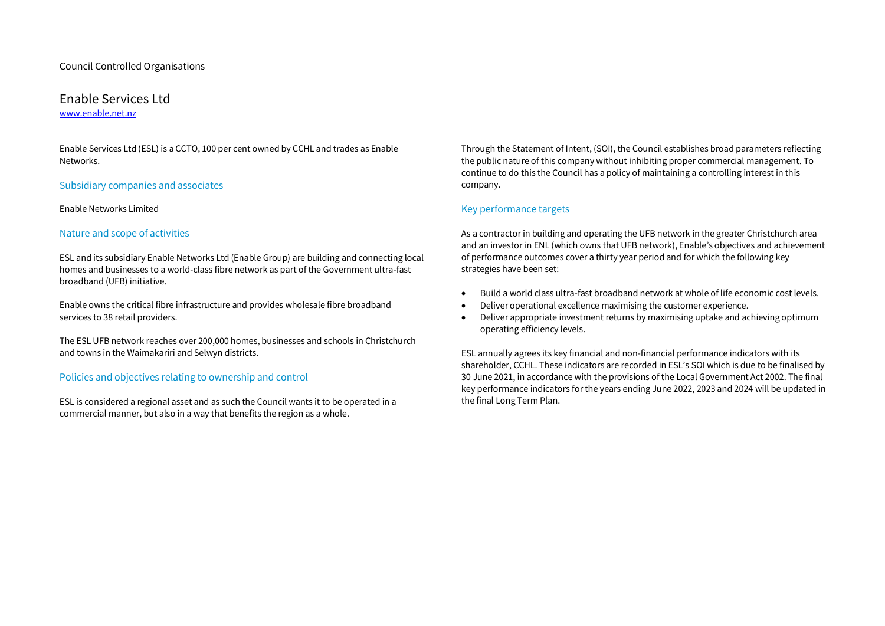Council Controlled Organisations

# Enable Services Ltd

www.enable.net.nz

Enable Services Ltd (ESL) is a CCTO, 100 per cent owned by CCHL and trades as Enable Networks.

## Subsidiary companies and associates

Enable Networks Limited

## Nature and scope of activities

ESL and its subsidiary Enable Networks Ltd (Enable Group) are building and connecting local homes and businesses to a world-class fibre network as part of the Government ultra-fast broadband (UFB) initiative.

Enable owns the critical fibre infrastructure and provides wholesale fibre broadband services to 38 retail providers.

The ESL UFB network reaches over 200,000 homes, businesses and schools in Christchurch and towns in the Waimakariri and Selwyn districts.

## Policies and objectives relating to ownership and control

ESL is considered a regional asset and as such the Council wants it to be operated in a commercial manner, but also in a way that benefits the region as a whole.

Through the Statement of Intent, (SOI), the Council establishes broad parameters reflecting the public nature of this company without inhibiting proper commercial management. To continue to do this the Council has a policy of maintaining a controlling interest in this company.

## Key performance targets

As a contractor in building and operating the UFB network in the greater Christchurch area and an investor in ENL (which owns that UFB network), Enable's objectives and achievement of performance outcomes cover a thirty year period and for which the following key strategies have been set:

- Build a world class ultra-fast broadband network at whole of life economic cost levels.
- Deliver operational excellence maximising the customer experience.
- Deliver appropriate investment returns by maximising uptake and achieving optimum operating efficiency levels.

ESL annually agrees its key financial and non-financial performance indicators with its shareholder, CCHL. These indicators are recorded in ESL's SOI which is due to be finalised by 30 June 2021, in accordance with the provisions of the Local Government Act 2002. The final key performance indicators for the years ending June 2022, 2023 and 2024 will be updated in the final Long Term Plan.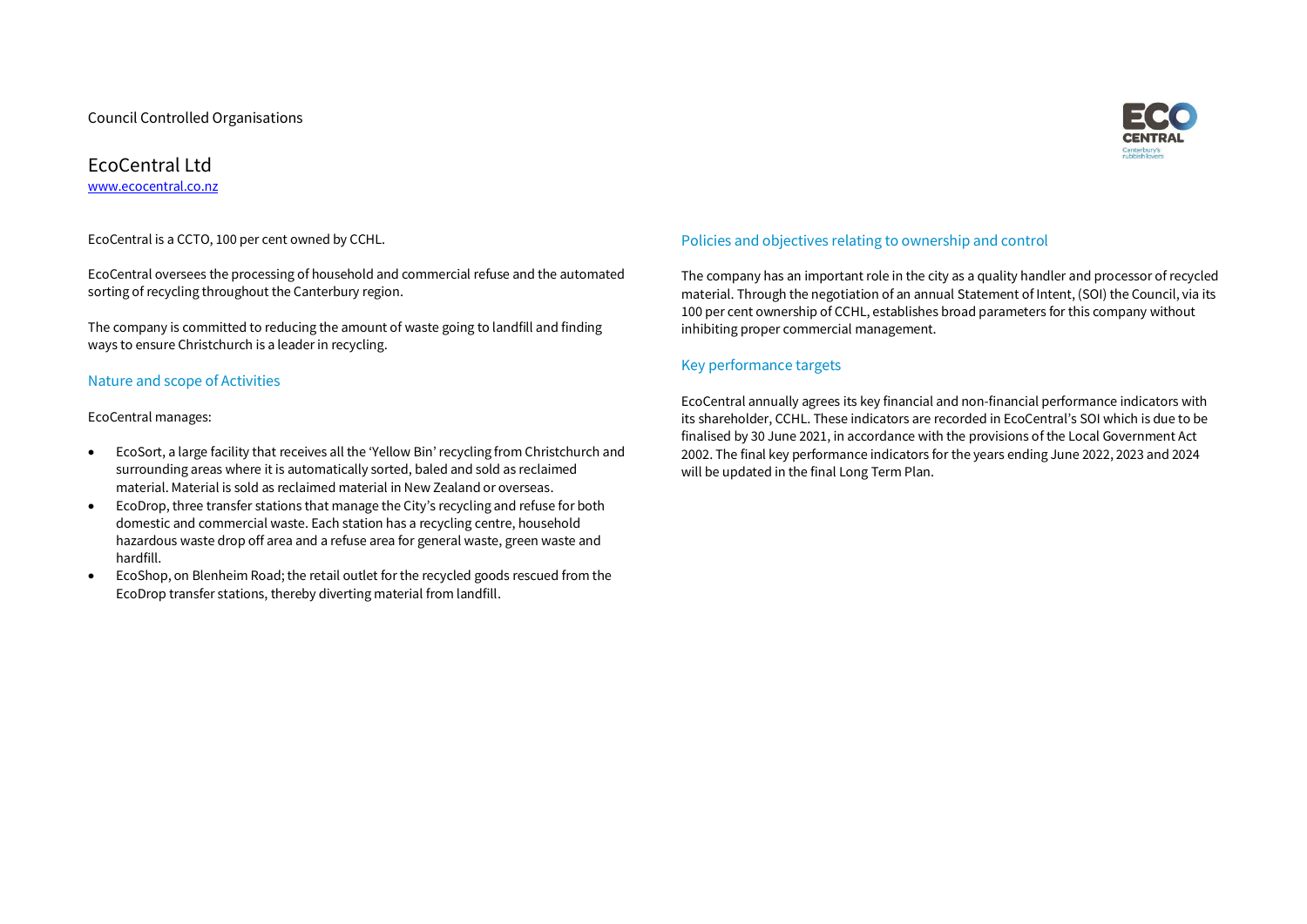Council Controlled Organisations

# EcoCentral Ltd

www.ecocentral.co.nz

EcoCentral is a CCTO, 100 per cent owned by CCHL.

EcoCentral oversees the processing of household and commercial refuse and the automated sorting of recycling throughout the Canterbury region.

The company is committed to reducing the amount of waste going to landfill and finding ways to ensure Christchurch is a leader in recycling.

## Nature and scope of Activities

EcoCentral manages:

- EcoSort, a large facility that receives all the 'Yellow Bin' recycling from Christchurch and surrounding areas where it is automatically sorted, baled and sold as reclaimed material. Material is sold as reclaimed material in New Zealand or overseas.
- EcoDrop, three transfer stations that manage the City's recycling and refuse for both domestic and commercial waste. Each station has a recycling centre, household hazardous waste drop off area and a refuse area for general waste, green waste and hardfill.
- EcoShop, on Blenheim Road; the retail outlet for the recycled goods rescued from the EcoDrop transfer stations, thereby diverting material from landfill.

## Policies and objectives relating to ownership and control

The company has an important role in the city as a quality handler and processor of recycled material. Through the negotiation of an annual Statement of Intent, (SOI) the Council, via its 100 per cent ownership of CCHL, establishes broad parameters for this company without inhibiting proper commercial management.

## Key performance targets

EcoCentral annually agrees its key financial and non-financial performance indicators with its shareholder, CCHL. These indicators are recorded in EcoCentral's SOI which is due to be finalised by 30 June 2021, in accordance with the provisions of the Local Government Act 2002. The final key performance indicators for the years ending June 2022, 2023 and 2024 will be updated in the final Long Term Plan.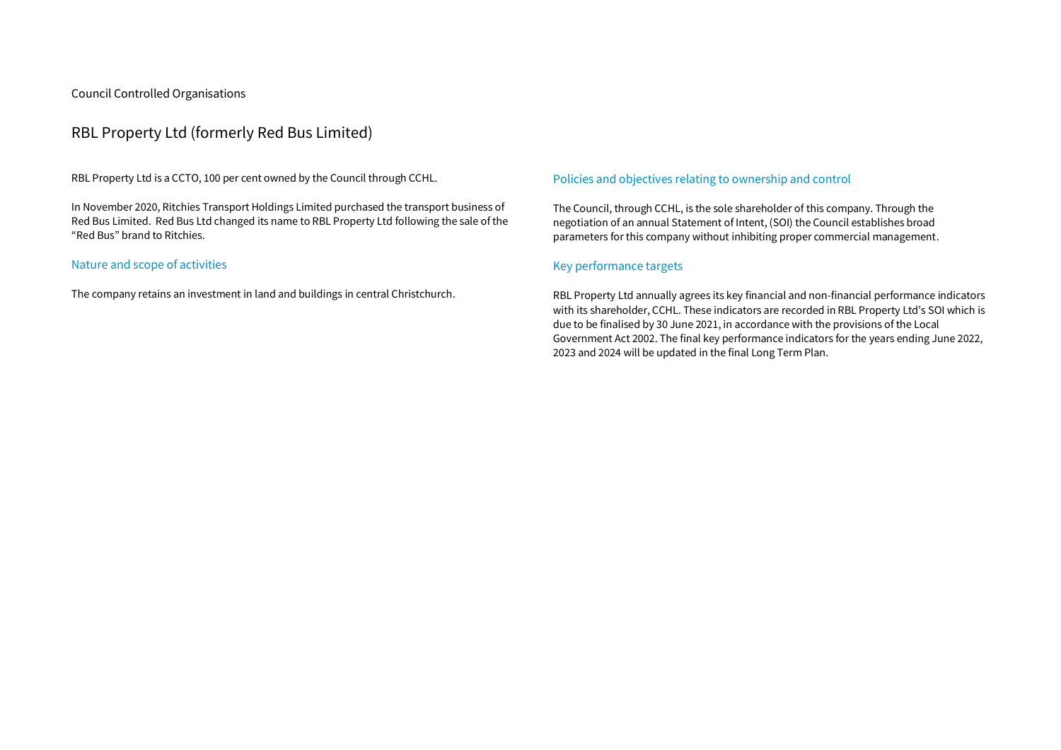Council Controlled Organisations

# RBL Property Ltd (formerly Red Bus Limited)

RBL Property Ltd is a CCTO, 100 per cent owned by the Council through CCHL.

In November 2020, Ritchies Transport Holdings Limited purchased the transport business of Red Bus Limited. Red Bus Ltd changed its name to RBL Property Ltd following the sale of the "Red Bus" brand to Ritchies.

## Nature and scope of activities

The company retains an investment in land and buildings in central Christchurch.

## Policies and objectives relating to ownership and control

The Council, through CCHL, is the sole shareholder of this company. Through the negotiation of an annual Statement of Intent, (SOI) the Council establishes broad parameters for this company without inhibiting proper commercial management.

## Key performance targets

RBL Property Ltd annually agrees its key financial and non-financial performance indicators with its shareholder, CCHL. These indicators are recorded in RBL Property Ltd's SOI which is due to be finalised by 30 June 2021, in accordance with the provisions of the Local Government Act 2002. The final key performance indicators for the years ending June 2022, 2023 and 2024 will be updated in the final Long Term Plan.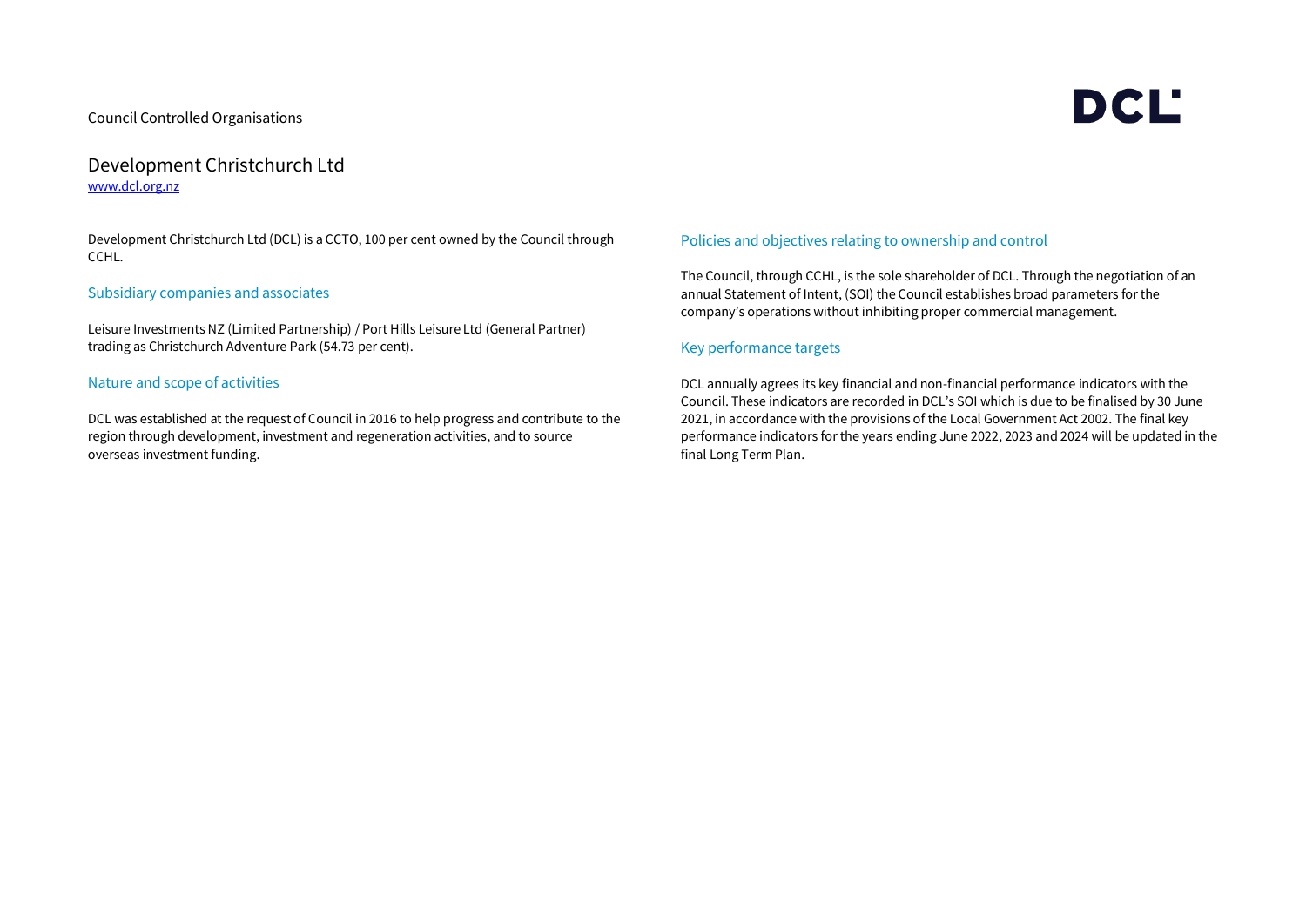Council Controlled Organisations

DCL

# Development Christchurch Ltd

[www.dcl.org.nz](http://www.dcl.org.nz)

Development Christchurch Ltd (DCL) is a CCTO, 100 per cent owned by the Council through CCHL.

## Subsidiary companies and associates

Leisure Investments NZ (Limited Partnership) / Port Hills Leisure Ltd (General Partner) trading as Christchurch Adventure Park (54.73 per cent).

## Nature and scope of activities

DCL was established at the request of Council in 2016 to help progress and contribute to the region through development, investment and regeneration activities, and to source overseas investment funding.

## Policies and objectives relating to ownership and control

The Council, through CCHL, is the sole shareholder of DCL. Through the negotiation of an annual Statement of Intent, (SOI) the Council establishes broad parameters for the company's operations without inhibiting proper commercial management.

## Key performance targets

DCL annually agrees its key financial and non-financial performance indicators with the Council. These indicators are recorded in DCL's SOI which is due to be finalised by 30 June 2021, in accordance with the provisions of the Local Government Act 2002. The final key performance indicators for the years ending June 2022, 2023 and 2024 will be updated in the final Long Term Plan.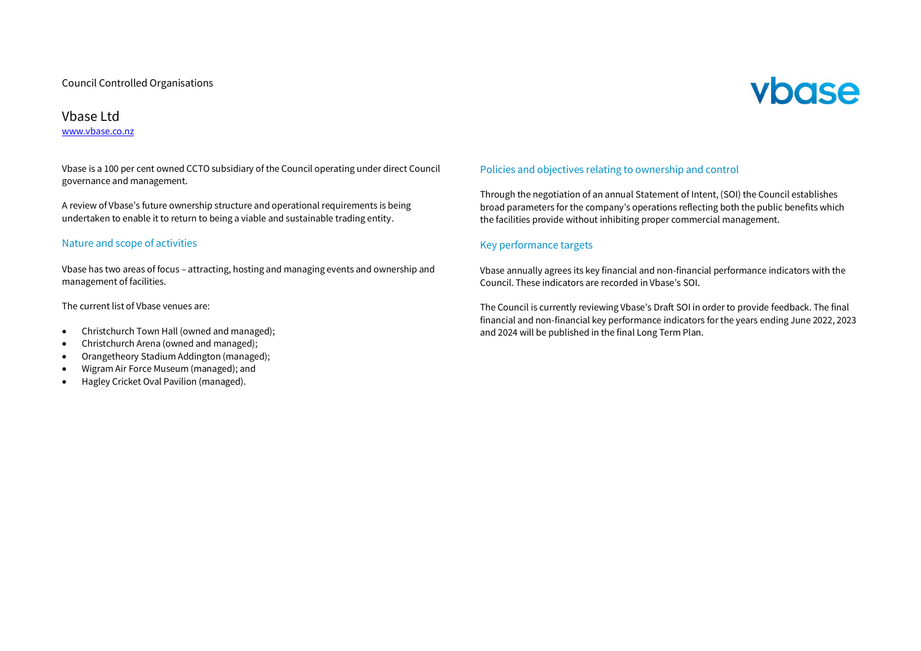Council Controlled Organisations

# Vbase Ltd

www.vbase.co.nz

Vbase is a 100 per cent owned CCTO subsidiary of the Council operating under direct Council governance and management.

A review of Vbase's future ownership structure and operational requirements is being undertaken to enable it to return to being a viable and sustainable trading entity.

## Nature and scope of activities

Vbase has two areas of focus – attracting, hosting and managing events and ownership and management of facilities.

The current list of Vbase venues are:

- Christchurch Town Hall (owned and managed);
- Christchurch Arena (owned and managed);
- Orangetheory Stadium Addington (managed);
- Wigram Air Force Museum (managed); and
- Hagley Cricket Oval Pavilion (managed).

## Policies and objectives relating to ownership and control

Through the negotiation of an annual Statement of Intent, (SOI) the Council establishes broad parameters for the company's operations reflecting both the public benefits which the facilities provide without inhibiting proper commercial management.

## Key performance targets

Vbase annually agrees its key financial and non-financial performance indicators with the Council. These indicators are recorded in Vbase's SOI.

The Council is currently reviewing Vbase's Draft SOI in order to provide feedback. The final financial and non-financial key performance indicators for the years ending June 2022, 2023 and 2024 will be published in the final Long Term Plan.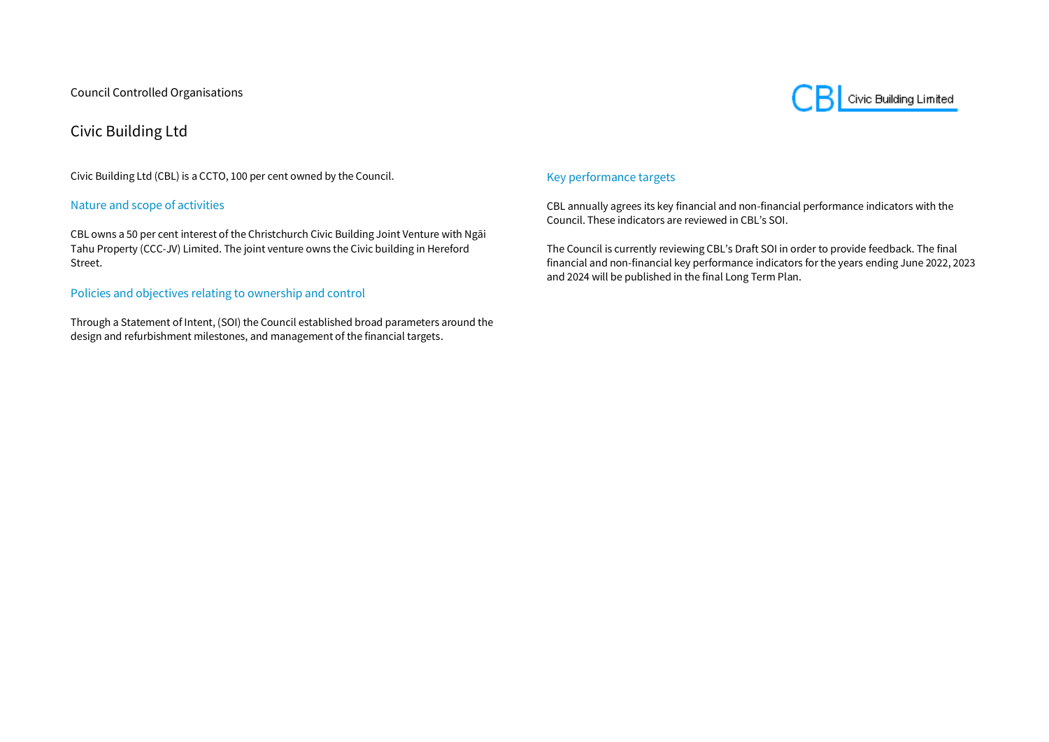Council Controlled Organisations

# Civic Building Ltd

Civic Building Ltd (CBL) is a CCTO, 100 per cent owned by the Council.

## Nature and scope of activities

CBL owns a 50 per cent interest of the Christchurch Civic Building Joint Venture with Ngāi Tahu Property (CCC-JV) Limited. The joint venture owns the Civic building in Hereford Street.

## Policies and objectives relating to ownership and control

Through a Statement of Intent, (SOI) the Council established broad parameters around the design and refurbishment milestones, and management of the financial targets.

## Key performance targets

CBL annually agrees its key financial and non-financial performance indicators with the Council. These indicators are reviewed in CBL's SOI.

The Council is currently reviewing CBL's Draft SOI in order to provide feedback. The final financial and non-financial key performance indicators for the years ending June 2022, 2023 and 2024 will be published in the final Long Term Plan.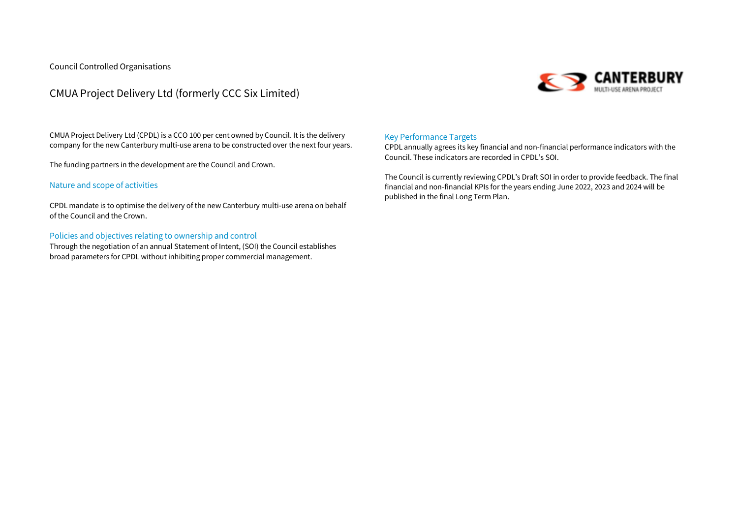Council Controlled Organisations

# CMUA Project Delivery Ltd (formerly CCC Six Limited)

CMUA Project Delivery Ltd (CPDL) is a CCO 100 per cent owned by Council. It is the delivery company for the new Canterbury multi-use arena to be constructed over the next four years.

The funding partners in the development are the Council and Crown.

## Nature and scope of activities

CPDL mandate is to optimise the delivery of the new Canterbury multi-use arena on behalf of the Council and the Crown.

## Policies and objectives relating to ownership and control

Through the negotiation of an annual Statement of Intent, (SOI) the Council establishes broad parameters for CPDL without inhibiting proper commercial management.

## Key Performance Targets

CPDL annually agrees its key financial and non-financial performance indicators with the Council. These indicators are recorded in CPDL's SOI.

The Council is currently reviewing CPDL's Draft SOI in order to provide feedback. The final financial and non-financial KPIs for the years ending June 2022, 2023 and 2024 will be published in the final Long Term Plan.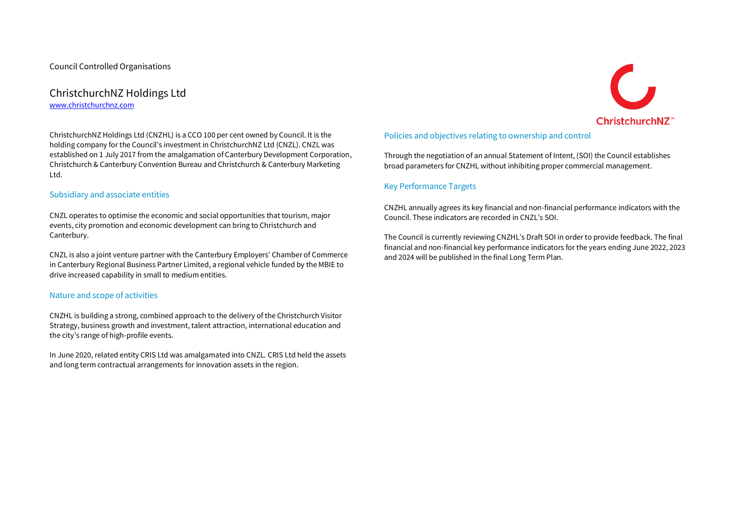Council Controlled Organisations

# ChristchurchNZ Holdings Ltd

www.christchurchnz.com

ChristchurchNZ Holdings Ltd (CNZHL) is a CCO 100 per cent owned by Council. It is the holding company for the Council's investment in ChristchurchNZ Ltd (CNZL). CNZL was established on 1 July 2017 from the amalgamation of Canterbury Development Corporation, Christchurch & Canterbury Convention Bureau and Christchurch & Canterbury Marketing Ltd.

## Subsidiary and associate entities

CNZL operates to optimise the economic and social opportunities that tourism, major events, city promotion and economic development can bring to Christchurch and Canterbury.

CNZL is also a joint venture partner with the Canterbury Employers' Chamber of Commerce in Canterbury Regional Business Partner Limited, a regional vehicle funded by the MBIE to drive increased capability in small to medium entities.

## Nature and scope of activities

CNZHL is building a strong, combined approach to the delivery of the Christchurch Visitor Strategy, business growth and investment, talent attraction, international education and the city's range of high-profile events.

In June 2020, related entity CRIS Ltd was amalgamated into CNZL. CRIS Ltd held the assets and long term contractual arrangements for innovation assets in the region.

## Policies and objectives relating to ownership and control

Through the negotiation of an annual Statement of Intent, (SOI) the Council establishes broad parameters for CNZHL without inhibiting proper commercial management.

## Key Performance Targets

CNZHL annually agrees its key financial and non-financial performance indicators with the Council. These indicators are recorded in CNZL's SOI.

The Council is currently reviewing CNZHL's Draft SOI in order to provide feedback. The final financial and non-financial key performance indicators for the years ending June 2022, 2023 and 2024 will be published in the final Long Term Plan.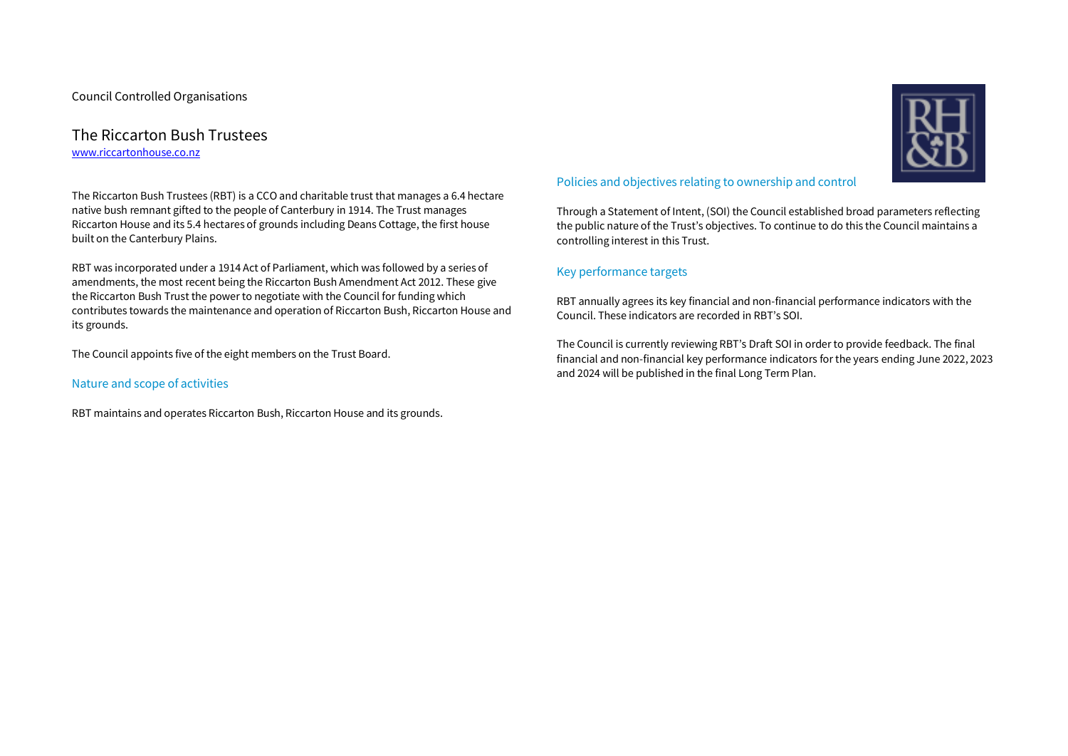Council Controlled Organisations

# The Riccarton Bush Trustees

[www.riccartonhouse.co.nz](http://www.riccartonhouse.co.nz)

The Riccarton Bush Trustees (RBT) is a CCO and charitable trust that manages a 6.4 hectare native bush remnant gifted to the people of Canterbury in 1914. The Trust manages Riccarton House and its 5.4 hectares of grounds including Deans Cottage, the first house built on the Canterbury Plains.

RBT was incorporated under a 1914 Act of Parliament, which was followed by a series of amendments, the most recent being the Riccarton Bush Amendment Act 2012. These give the Riccarton Bush Trust the power to negotiate with the Council for funding which contributes towards the maintenance and operation of Riccarton Bush, Riccarton House and its grounds.

The Council appoints five of the eight members on the Trust Board.

## Nature and scope of activities

RBT maintains and operates Riccarton Bush, Riccarton House and its grounds.

## Policies and objectives relating to ownership and control

Through a Statement of Intent, (SOI) the Council established broad parameters reflecting the public nature of the Trust's objectives. To continue to do this the Council maintains a controlling interest in this Trust.

## Key performance targets

RBT annually agrees its key financial and non-financial performance indicators with the Council. These indicators are recorded in RBT's SOI.

The Council is currently reviewing RBT's Draft SOI in order to provide feedback. The final financial and non-financial key performance indicators for the years ending June 2022, 2023 and 2024 will be published in the final Long Term Plan.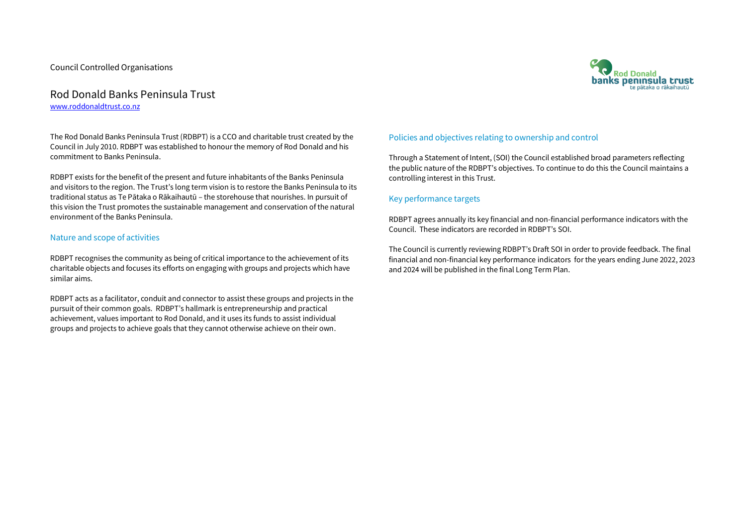Council Controlled Organisations

# Rod Donald Banks Peninsula Trust

[www.roddonaldtrust.co.nz](www.roddonaldtrust.co.nz)

The Rod Donald Banks Peninsula Trust (RDBPT) is a CCO and charitable trust created by the Council in July 2010. RDBPT was established to honour the memory of Rod Donald and his commitment to Banks Peninsula.

RDBPT exists for the benefit of the present and future inhabitants of the Banks Peninsula and visitors to the region. The Trust's long term vision is to restore the Banks Peninsula to its traditional status as Te Pātaka o Rākaihautū – the storehouse that nourishes. In pursuit of this vision the Trust promotes the sustainable management and conservation of the natural environment of the Banks Peninsula.

## Nature and scope of activities

RDBPT recognises the community as being of critical importance to the achievement of its charitable objects and focuses its efforts on engaging with groups and projects which have similar aims.

RDBPT acts as a facilitator, conduit and connector to assist these groups and projects in the pursuit of their common goals. RDBPT's hallmark is entrepreneurship and practical achievement, values important to Rod Donald, and it uses its funds to assist individual groups and projects to achieve goals that they cannot otherwise achieve on their own.

## Policies and objectives relating to ownership and control

Through a Statement of Intent, (SOI) the Council established broad parameters reflecting the public nature of the RDBPT's objectives. To continue to do this the Council maintains a controlling interest in this Trust.

## Key performance targets

RDBPT agrees annually its key financial and non-financial performance indicators with the Council. These indicators are recorded in RDBPT's SOI.

The Council is currently reviewing RDBPT's Draft SOI in order to provide feedback. The final financial and non-financial key performance indicators for the years ending June 2022, 2023 and 2024 will be published in the final Long Term Plan.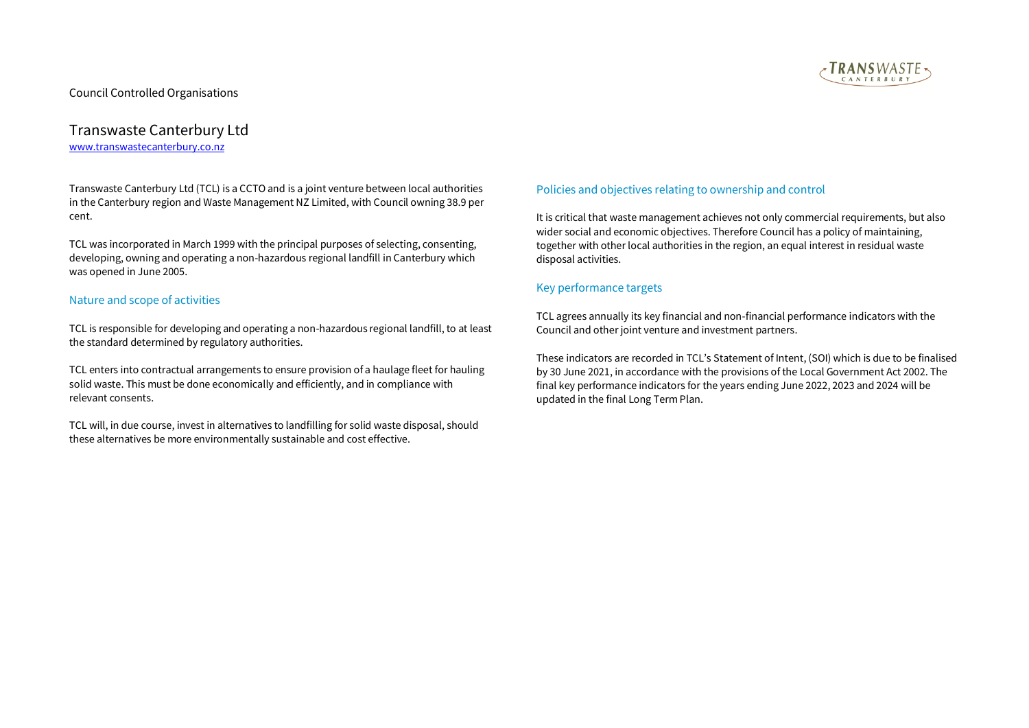Council Controlled Organisations

# Transwaste Canterbury Ltd

www.transwastecanterbury.co.nz

Transwaste Canterbury Ltd (TCL) is a CCTO and is a joint venture between local authorities in the Canterbury region and Waste Management NZ Limited, with Council owning 38.9 per cent.

TCL was incorporated in March 1999 with the principal purposes of selecting, consenting, developing, owning and operating a non-hazardous regional landfill in Canterbury which was opened in June 2005.

## Nature and scope of activities

TCL is responsible for developing and operating a non-hazardous regional landfill, to at least the standard determined by regulatory authorities.

TCL enters into contractual arrangements to ensure provision of a haulage fleet for hauling solid waste. This must be done economically and efficiently, and in compliance with relevant consents.

TCL will, in due course, invest in alternatives to landfilling for solid waste disposal, should these alternatives be more environmentally sustainable and cost effective.

## Policies and objectives relating to ownership and control

It is critical that waste management achieves not only commercial requirements, but also wider social and economic objectives. Therefore Council has a policy of maintaining, together with other local authorities in the region, an equal interest in residual waste disposal activities.

## Key performance targets

TCL agrees annually its key financial and non-financial performance indicators with the Council and other joint venture and investment partners.

These indicators are recorded in TCL's Statement of Intent, (SOI) which is due to be finalised by 30 June 2021, in accordance with the provisions of the Local Government Act 2002. The final key performance indicators for the years ending June 2022, 2023 and 2024 will be updated in the final Long Term Plan.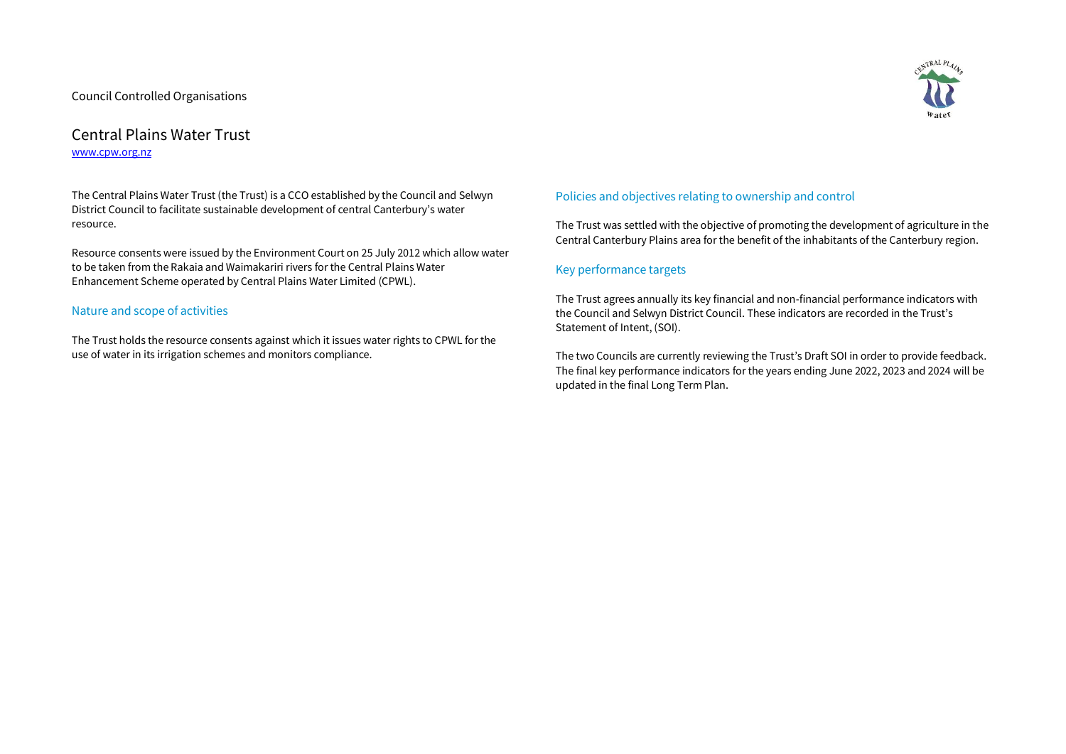Council Controlled Organisations

# Central Plains Water Trust

www.cpw.org.nz

The Central Plains Water Trust (the Trust) is a CCO established by the Council and Selwyn District Council to facilitate sustainable development of central Canterbury's water resource.

Resource consents were issued by the Environment Court on 25 July 2012 which allow water to be taken from the Rakaia and Waimakariri rivers for the Central Plains Water Enhancement Scheme operated by Central Plains Water Limited (CPWL).

## Nature and scope of activities

The Trust holds the resource consents against which it issues water rights to CPWL for the use of water in its irrigation schemes and monitors compliance.

## Policies and objectives relating to ownership and control

The Trust was settled with the objective of promoting the development of agriculture in the Central Canterbury Plains area for the benefit of the inhabitants of the Canterbury region.

## Key performance targets

The Trust agrees annually its key financial and non-financial performance indicators with the Council and Selwyn District Council. These indicators are recorded in the Trust's Statement of Intent, (SOI).

The two Councils are currently reviewing the Trust's Draft SOI in order to provide feedback. The final key performance indicators for the years ending June 2022, 2023 and 2024 will be updated in the final Long Term Plan.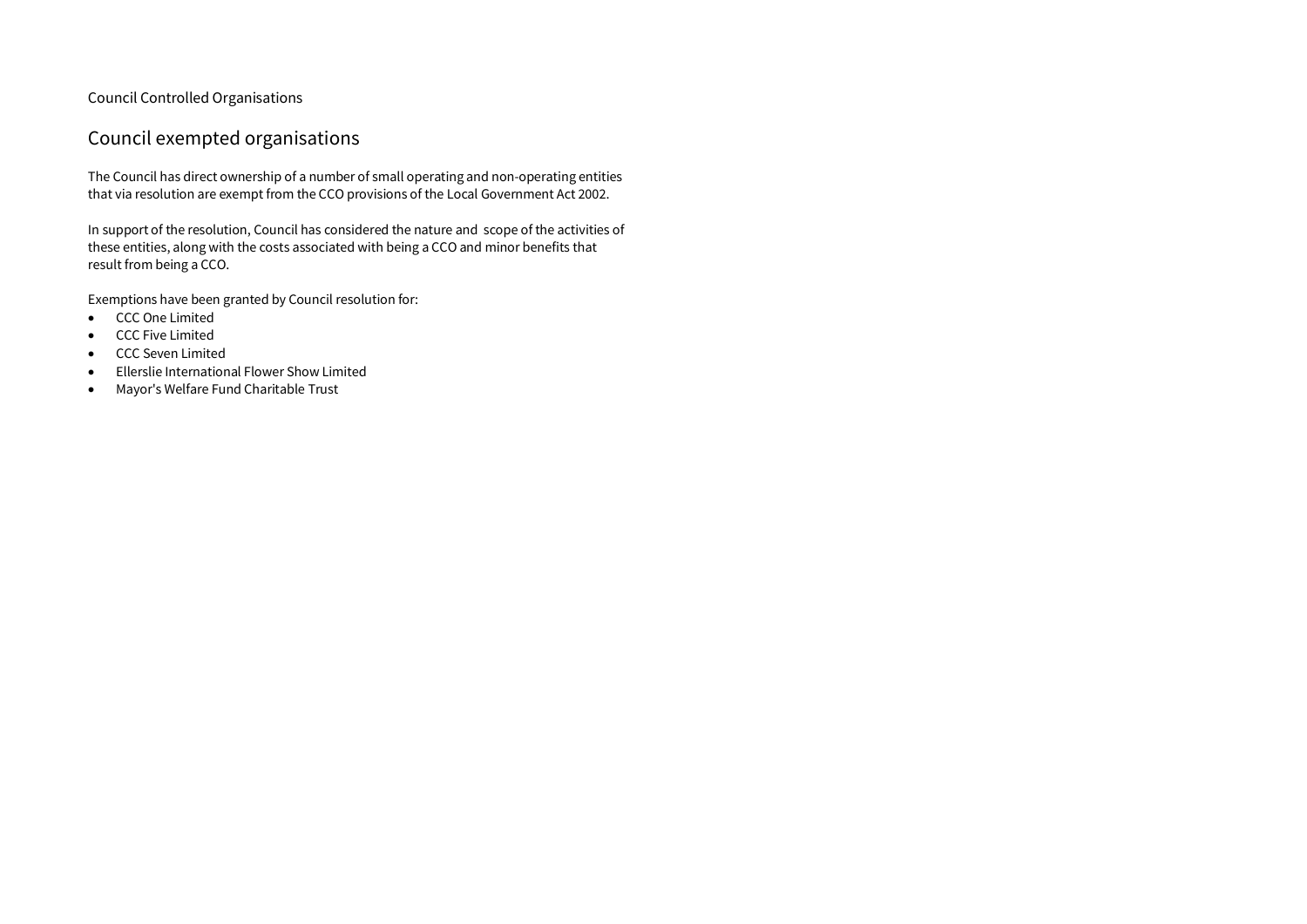Council Controlled Organisations

## Council exempted organisations

The Council has direct ownership of a number of small operating and non-operating entities that via resolution are exempt from the CCO provisions of the Local Government Act 2002.

In support of the resolution, Council has considered the nature and scope of the activities of these entities, along with the costs associated with being a CCO and minor benefits that result from being a CCO.

Exemptions have been granted by Council resolution for:

- CCC One Limited
- CCC Five Limited
- CCC Seven Limited
- Ellerslie International Flower Show Limited
- Mayor's Welfare Fund Charitable Trust